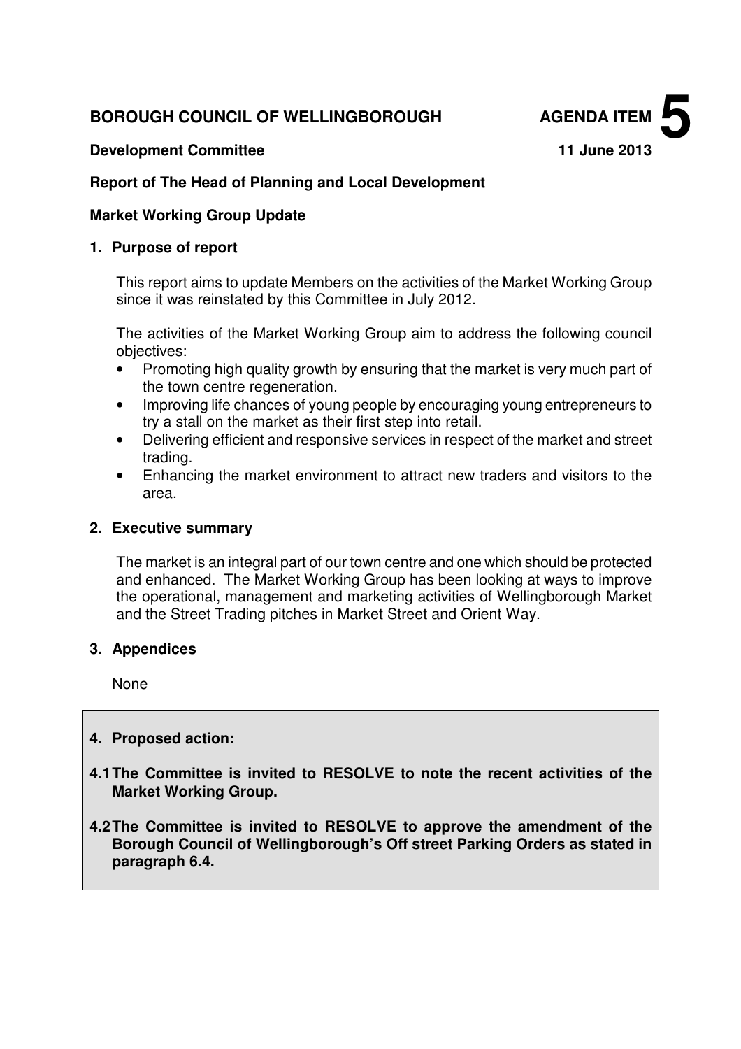**BOROUGH COUNCIL OF WELLINGBOROUGH** **AGENDA ITEM 5**

**Development Committee** **11 June 2013**

**Report of The Head of Planning and Local Development**

**Market Working Group Update**

## 1. Purpose of report

This report aims to update Members on the activities of the Market Working Group since it was reinstated by this Committee in July 2012.

The activities of the Market Working Group aim to address the following council objectives:

- Promoting high quality growth by ensuring that the market is very much part of the town centre regeneration.
- Improving life chances of young people by encouraging young entrepreneurs to try a stall on the market as their first step into retail.
- Delivering efficient and responsive services in respect of the market and street trading.
- Enhancing the market environment to attract new traders and visitors to the area.

## 2. Executive summary

The market is an integral part of our town centre and one which should be protected and enhanced. The Market Working Group has been looking at ways to improve the operational, management and marketing activities of Wellingborough Market and the Street Trading pitches in Market Street and Orient Way.

## 3. Appendices

None

## 4. Proposed action:

**4.1 The Committee is invited to RESOLVE to note the recent activities of the Market Working Group.**

**4.2 The Committee is invited to RESOLVE to approve the amendment of the Borough Council of Wellingborough's Off street Parking Orders as stated in paragraph 6.4.**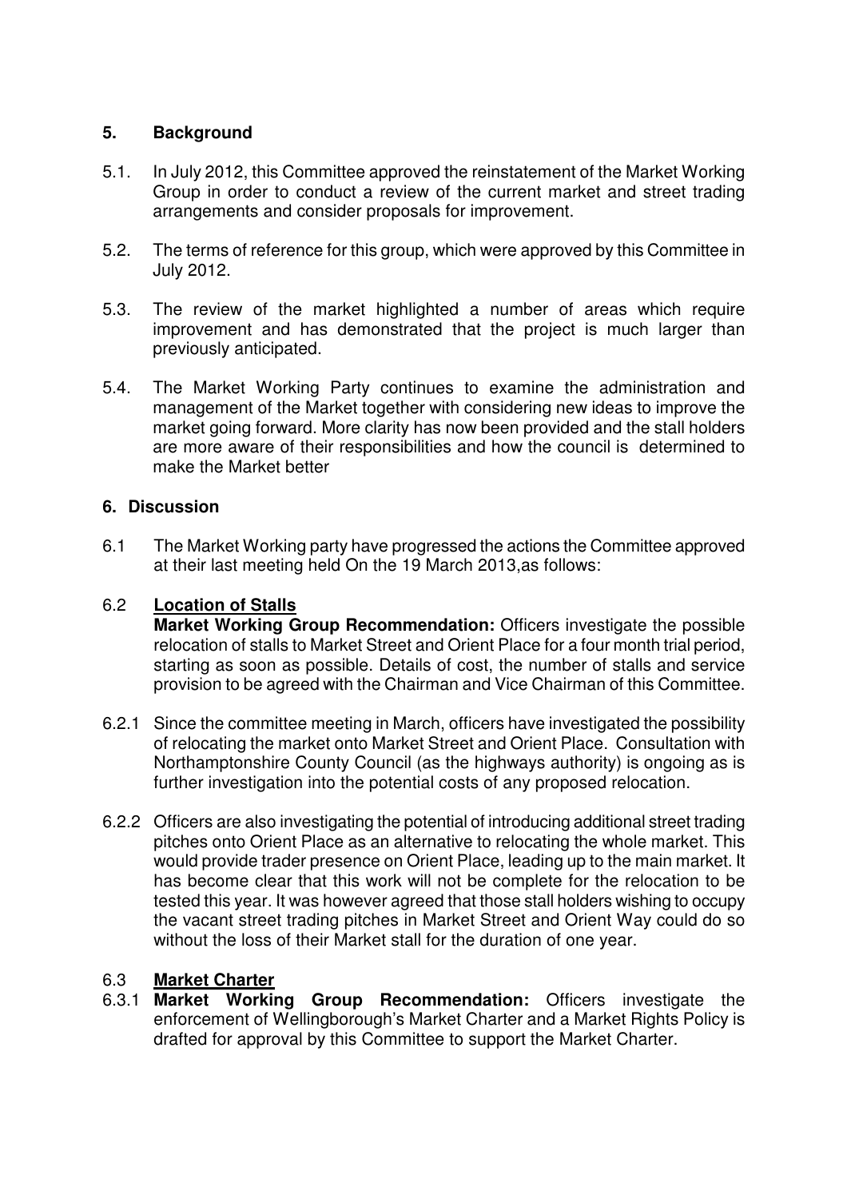## 5. Background

5.1. In July 2012, this Committee approved the reinstatement of the Market Working Group in order to conduct a review of the current market and street trading arrangements and consider proposals for improvement.

5.2. The terms of reference for this group, which were approved by this Committee in July 2012.

5.3. The review of the market highlighted a number of areas which require improvement and has demonstrated that the project is much larger than previously anticipated.

5.4. The Market Working Party continues to examine the administration and management of the Market together with considering new ideas to improve the market going forward. More clarity has now been provided and the stall holders are more aware of their responsibilities and how the council is determined to make the Market better

## 6. Discussion

6.1 The Market Working party have progressed the actions the Committee approved at their last meeting held On the 19 March 2013,as follows:

6.2 **Location of Stalls**

**Market Working Group Recommendation:** Officers investigate the possible relocation of stalls to Market Street and Orient Place for a four month trial period, starting as soon as possible. Details of cost, the number of stalls and service provision to be agreed with the Chairman and Vice Chairman of this Committee.

6.2.1 Since the committee meeting in March, officers have investigated the possibility of relocating the market onto Market Street and Orient Place. Consultation with Northamptonshire County Council (as the highways authority) is ongoing as is further investigation into the potential costs of any proposed relocation.

6.2.2 Officers are also investigating the potential of introducing additional street trading pitches onto Orient Place as an alternative to relocating the whole market. This would provide trader presence on Orient Place, leading up to the main market. It has become clear that this work will not be complete for the relocation to be tested this year. It was however agreed that those stall holders wishing to occupy the vacant street trading pitches in Market Street and Orient Way could do so without the loss of their Market stall for the duration of one year.

6.3 **Market Charter**

6.3.1 **Market Working Group Recommendation:** Officers investigate the enforcement of Wellingborough's Market Charter and a Market Rights Policy is drafted for approval by this Committee to support the Market Charter.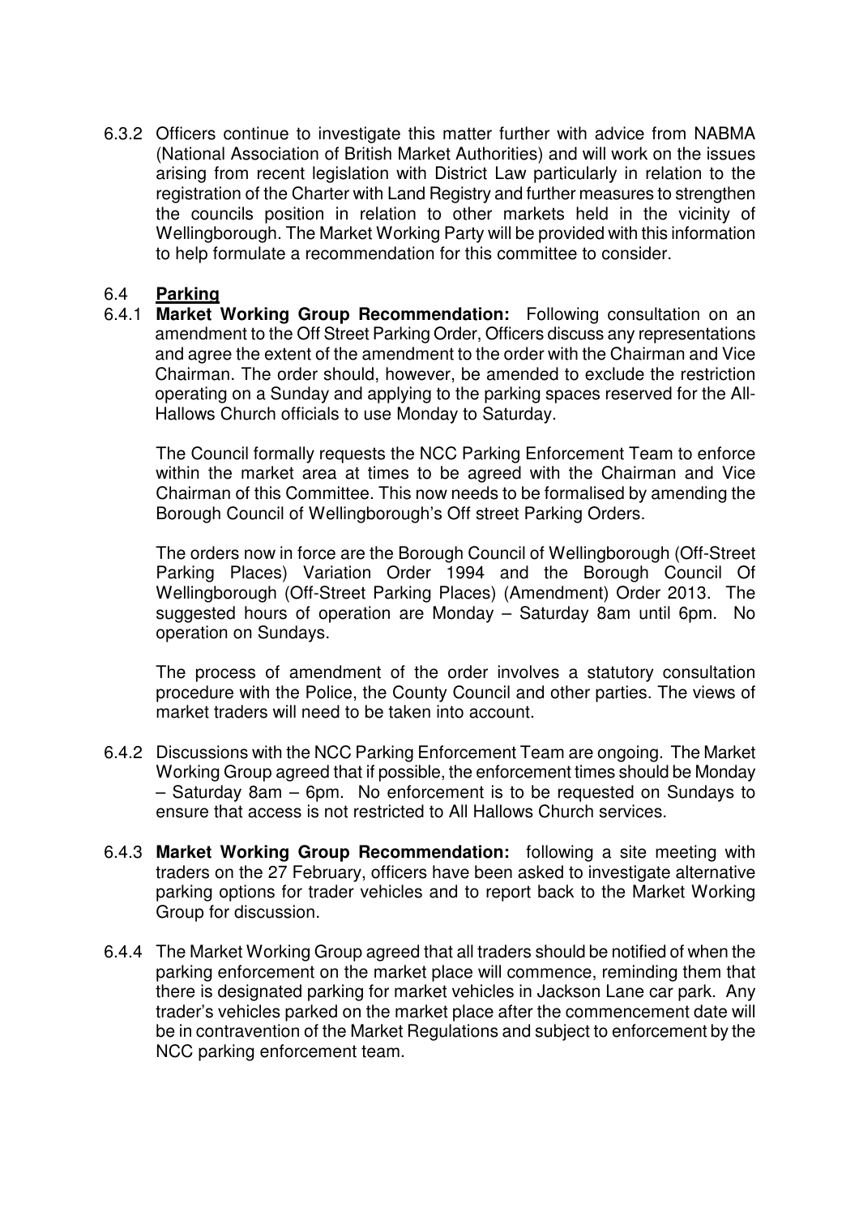6.3.2 Officers continue to investigate this matter further with advice from NABMA (National Association of British Market Authorities) and will work on the issues arising from recent legislation with District Law particularly in relation to the registration of the Charter with Land Registry and further measures to strengthen the councils position in relation to other markets held in the vicinity of Wellingborough. The Market Working Party will be provided with this information to help formulate a recommendation for this committee to consider.

## 6.4 Parking

6.4.1 **Market Working Group Recommendation:** Following consultation on an amendment to the Off Street Parking Order, Officers discuss any representations and agree the extent of the amendment to the order with the Chairman and Vice Chairman. The order should, however, be amended to exclude the restriction operating on a Sunday and applying to the parking spaces reserved for the All-Hallows Church officials to use Monday to Saturday.

The Council formally requests the NCC Parking Enforcement Team to enforce within the market area at times to be agreed with the Chairman and Vice Chairman of this Committee. This now needs to be formalised by amending the Borough Council of Wellingborough's Off street Parking Orders.

The orders now in force are the Borough Council of Wellingborough (Off-Street Parking Places) Variation Order 1994 and the Borough Council Of Wellingborough (Off-Street Parking Places) (Amendment) Order 2013. The suggested hours of operation are Monday – Saturday 8am until 6pm. No operation on Sundays.

The process of amendment of the order involves a statutory consultation procedure with the Police, the County Council and other parties. The views of market traders will need to be taken into account.

6.4.2 Discussions with the NCC Parking Enforcement Team are ongoing. The Market Working Group agreed that if possible, the enforcement times should be Monday – Saturday 8am – 6pm. No enforcement is to be requested on Sundays to ensure that access is not restricted to All Hallows Church services.

6.4.3 **Market Working Group Recommendation:** following a site meeting with traders on the 27 February, officers have been asked to investigate alternative parking options for trader vehicles and to report back to the Market Working Group for discussion.

6.4.4 The Market Working Group agreed that all traders should be notified of when the parking enforcement on the market place will commence, reminding them that there is designated parking for market vehicles in Jackson Lane car park. Any trader's vehicles parked on the market place after the commencement date will be in contravention of the Market Regulations and subject to enforcement by the NCC parking enforcement team.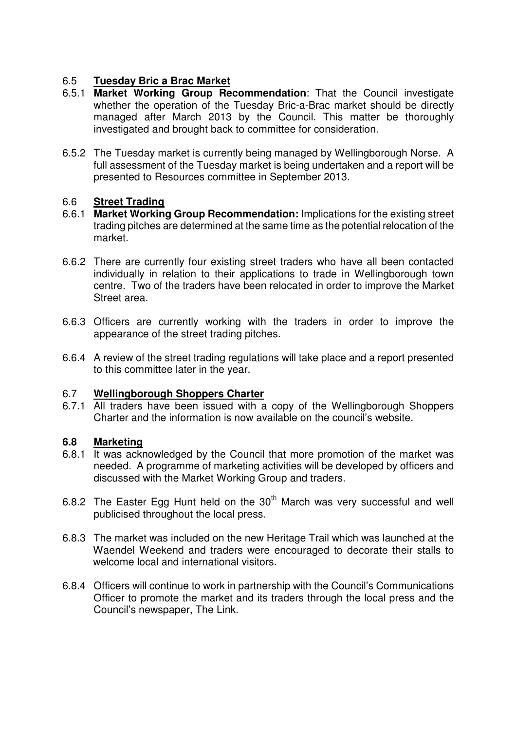### 6.5 Tuesday Bric a Brac Market

6.5.1 **Market Working Group Recommendation**: That the Council investigate whether the operation of the Tuesday Bric-a-Brac market should be directly managed after March 2013 by the Council. This matter be thoroughly investigated and brought back to committee for consideration.

6.5.2 The Tuesday market is currently being managed by Wellingborough Norse. A full assessment of the Tuesday market is being undertaken and a report will be presented to Resources committee in September 2013.

### 6.6 Street Trading

6.6.1 **Market Working Group Recommendation:** Implications for the existing street trading pitches are determined at the same time as the potential relocation of the market.

6.6.2 There are currently four existing street traders who have all been contacted individually in relation to their applications to trade in Wellingborough town centre. Two of the traders have been relocated in order to improve the Market Street area.

6.6.3 Officers are currently working with the traders in order to improve the appearance of the street trading pitches.

6.6.4 A review of the street trading regulations will take place and a report presented to this committee later in the year.

### 6.7 Wellingborough Shoppers Charter

6.7.1 All traders have been issued with a copy of the Wellingborough Shoppers Charter and the information is now available on the council's website.

### 6.8 Marketing

6.8.1 It was acknowledged by the Council that more promotion of the market was needed. A programme of marketing activities will be developed by officers and discussed with the Market Working Group and traders.

6.8.2 The Easter Egg Hunt held on the 30th March was very successful and well publicised throughout the local press.

6.8.3 The market was included on the new Heritage Trail which was launched at the Waendel Weekend and traders were encouraged to decorate their stalls to welcome local and international visitors.

6.8.4 Officers will continue to work in partnership with the Council's Communications Officer to promote the market and its traders through the local press and the Council's newspaper, The Link.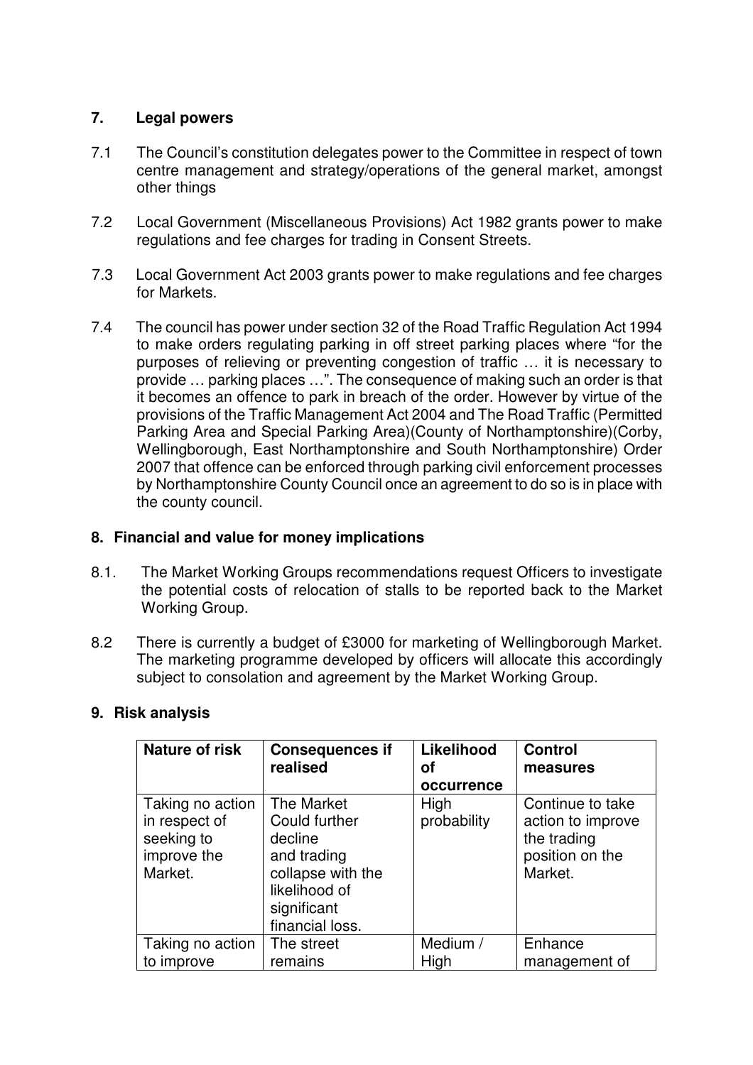## 7. Legal powers

7.1 The Council's constitution delegates power to the Committee in respect of town centre management and strategy/operations of the general market, amongst other things

7.2 Local Government (Miscellaneous Provisions) Act 1982 grants power to make regulations and fee charges for trading in Consent Streets.

7.3 Local Government Act 2003 grants power to make regulations and fee charges for Markets.

7.4 The council has power under section 32 of the Road Traffic Regulation Act 1994 to make orders regulating parking in off street parking places where "for the purposes of relieving or preventing congestion of traffic … it is necessary to provide … parking places …". The consequence of making such an order is that it becomes an offence to park in breach of the order. However by virtue of the provisions of the Traffic Management Act 2004 and The Road Traffic (Permitted Parking Area and Special Parking Area)(County of Northamptonshire)(Corby, Wellingborough, East Northamptonshire and South Northamptonshire) Order 2007 that offence can be enforced through parking civil enforcement processes by Northamptonshire County Council once an agreement to do so is in place with the county council.

## 8. Financial and value for money implications

8.1. The Market Working Groups recommendations request Officers to investigate the potential costs of relocation of stalls to be reported back to the Market Working Group.

8.2 There is currently a budget of £3000 for marketing of Wellingborough Market. The marketing programme developed by officers will allocate this accordingly subject to consolation and agreement by the Market Working Group.

## 9. Risk analysis

| Nature of risk | Consequences if realised | Likelihood of occurrence | Control measures |
|---|---|---|---|
| Taking no action in respect of seeking to improve the Market. | The Market Could further decline and trading collapse with the likelihood of significant financial loss. | High probability | Continue to take action to improve the trading position on the Market. |
| Taking no action to improve | The street remains | Medium / High | Enhance management of |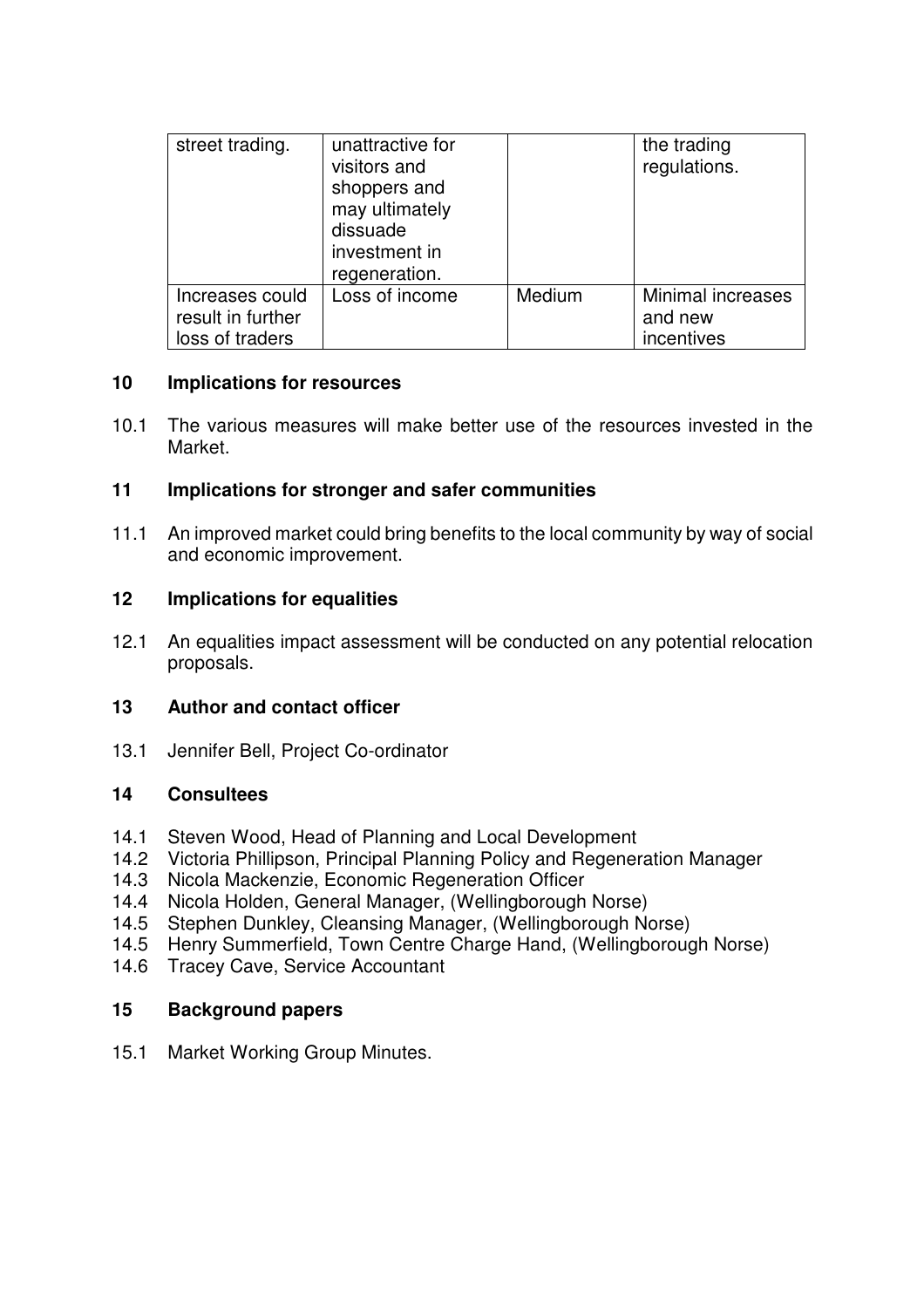| | | | |
|---|---|---|---|
| street trading. | unattractive for visitors and shoppers and may ultimately dissuade investment in regeneration. | | the trading regulations. |
| Increases could result in further loss of traders | Loss of income | Medium | Minimal increases and new incentives |

## 10 Implications for resources

10.1 The various measures will make better use of the resources invested in the Market.

## 11 Implications for stronger and safer communities

11.1 An improved market could bring benefits to the local community by way of social and economic improvement.

## 12 Implications for equalities

12.1 An equalities impact assessment will be conducted on any potential relocation proposals.

## 13 Author and contact officer

13.1 Jennifer Bell, Project Co-ordinator

## 14 Consultees

14.1 Steven Wood, Head of Planning and Local Development
14.2 Victoria Phillipson, Principal Planning Policy and Regeneration Manager
14.3 Nicola Mackenzie, Economic Regeneration Officer
14.4 Nicola Holden, General Manager, (Wellingborough Norse)
14.5 Stephen Dunkley, Cleansing Manager, (Wellingborough Norse)
14.5 Henry Summerfield, Town Centre Charge Hand, (Wellingborough Norse)
14.6 Tracey Cave, Service Accountant

## 15 Background papers

15.1 Market Working Group Minutes.